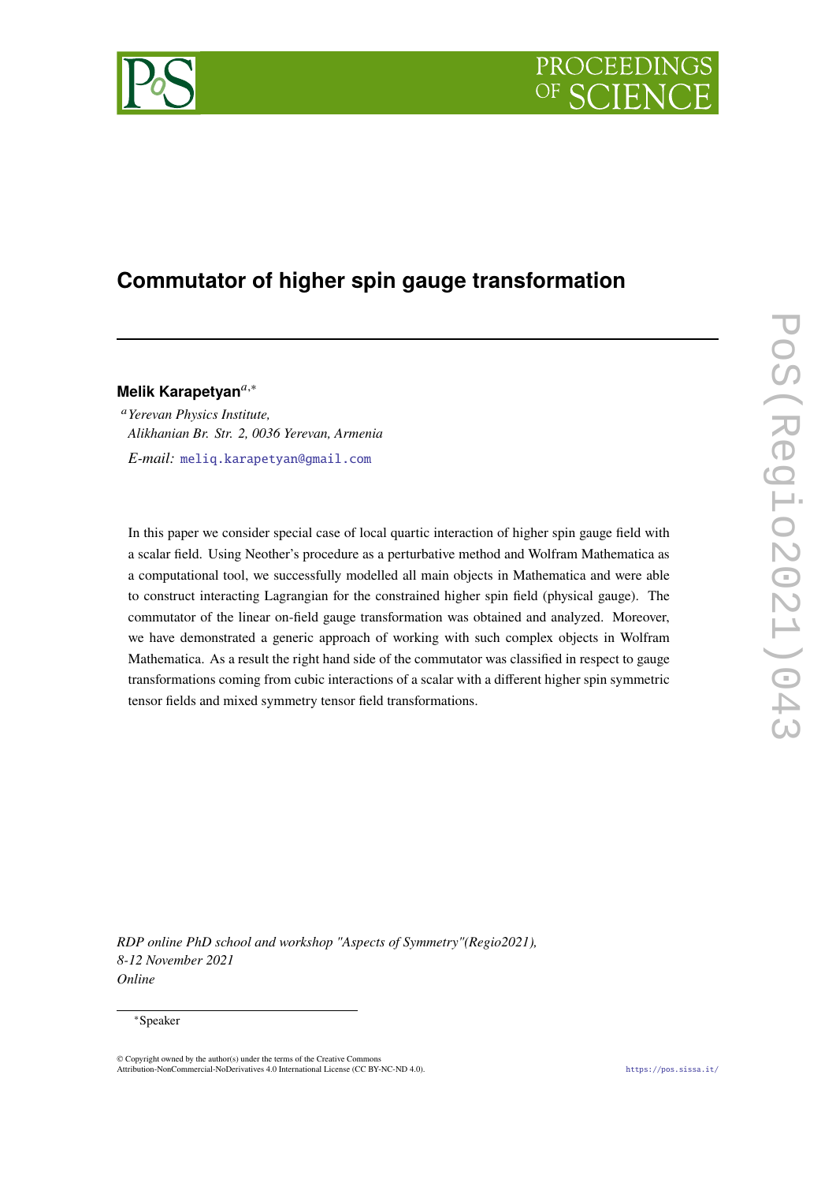# Commutator of higher spin gauge transformation

**Melik Karapetyan**[a,*]

[a] *Yerevan Physics Institute,*
*Alikhanian Br. Str. 2, 0036 Yerevan, Armenia*

*E-mail:* meliq.karapetyan@gmail.com

In this paper we consider special case of local quartic interaction of higher spin gauge field with a scalar field. Using Neother's procedure as a perturbative method and Wolfram Mathematica as a computational tool, we successfully modelled all main objects in Mathematica and were able to construct interacting Lagrangian for the constrained higher spin field (physical gauge). The commutator of the linear on-field gauge transformation was obtained and analyzed. Moreover, we have demonstrated a generic approach of working with such complex objects in Wolfram Mathematica. As a result the right hand side of the commutator was classified in respect to gauge transformations coming from cubic interactions of a scalar with a different higher spin symmetric tensor fields and mixed symmetry tensor field transformations.

*RDP online PhD school and workshop "Aspects of Symmetry"(Regio2021),*
*8-12 November 2021*
*Online*

*Speaker

© Copyright owned by the author(s) under the terms of the Creative Commons Attribution-NonCommercial-NoDerivatives 4.0 International License (CC BY-NC-ND 4.0).

https://pos.sissa.it/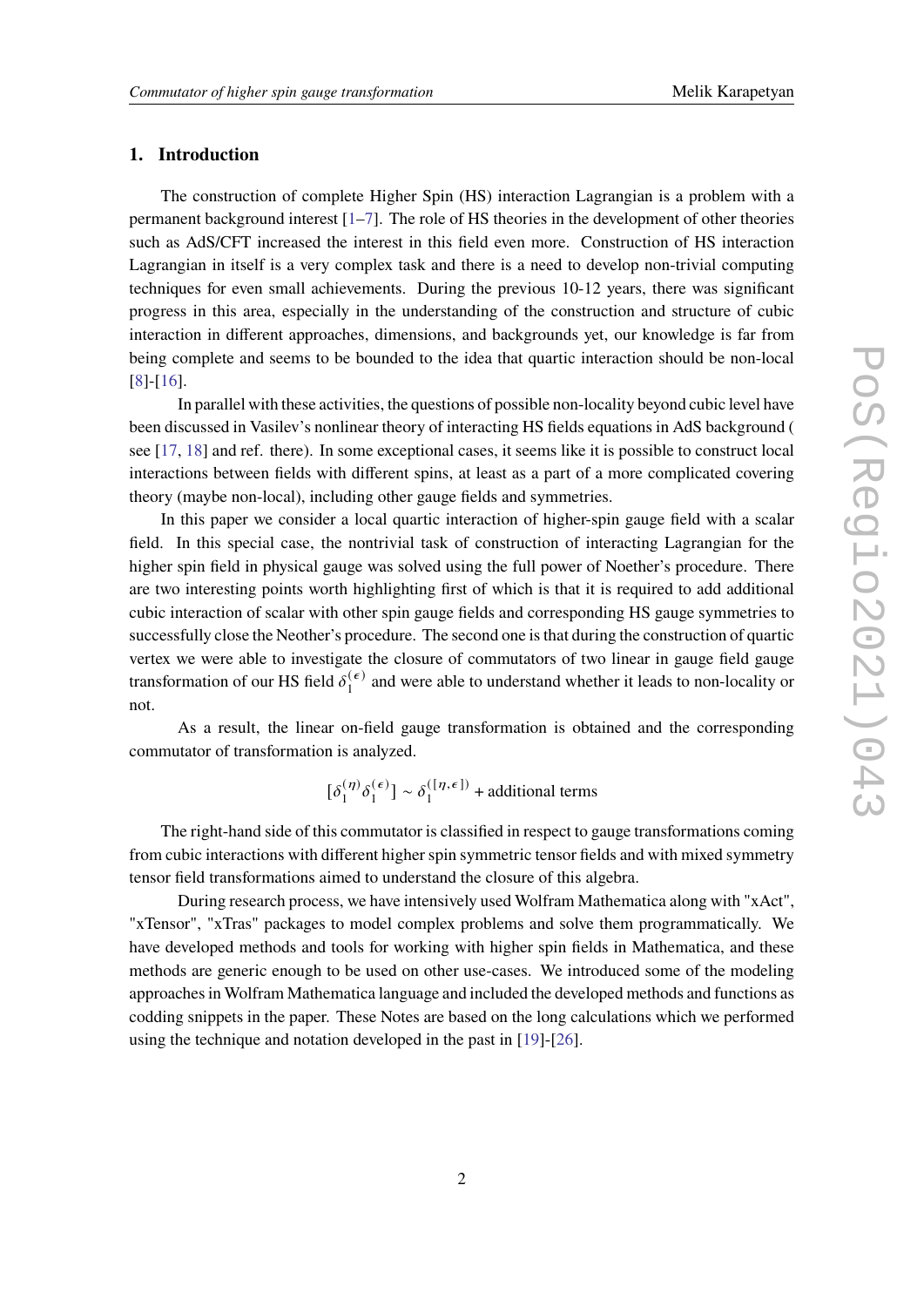## 1. Introduction

The construction of complete Higher Spin (HS) interaction Lagrangian is a problem with a permanent background interest [1–7]. The role of HS theories in the development of other theories such as AdS/CFT increased the interest in this field even more. Construction of HS interaction Lagrangian in itself is a very complex task and there is a need to develop non-trivial computing techniques for even small achievements. During the previous 10-12 years, there was significant progress in this area, especially in the understanding of the construction and structure of cubic interaction in different approaches, dimensions, and backgrounds yet, our knowledge is far from being complete and seems to be bounded to the idea that quartic interaction should be non-local [8]-[16].

In parallel with these activities, the questions of possible non-locality beyond cubic level have been discussed in Vasilev's nonlinear theory of interacting HS fields equations in AdS background ( see [17, 18] and ref. there). In some exceptional cases, it seems like it is possible to construct local interactions between fields with different spins, at least as a part of a more complicated covering theory (maybe non-local), including other gauge fields and symmetries.

In this paper we consider a local quartic interaction of higher-spin gauge field with a scalar field. In this special case, the nontrivial task of construction of interacting Lagrangian for the higher spin field in physical gauge was solved using the full power of Noether's procedure. There are two interesting points worth highlighting first of which is that it is required to add additional cubic interaction of scalar with other spin gauge fields and corresponding HS gauge symmetries to successfully close the Neother's procedure. The second one is that during the construction of quartic vertex we were able to investigate the closure of commutators of two linear in gauge field gauge transformation of our HS field $\delta_1^{(\epsilon)}$ and were able to understand whether it leads to non-locality or not.

As a result, the linear on-field gauge transformation is obtained and the corresponding commutator of transformation is analyzed.

$$[\delta_1^{(\eta)}\delta_1^{(\epsilon)}] \sim \delta_1^{([\eta,\epsilon])} + \text{additional terms}$$

The right-hand side of this commutator is classified in respect to gauge transformations coming from cubic interactions with different higher spin symmetric tensor fields and with mixed symmetry tensor field transformations aimed to understand the closure of this algebra.

During research process, we have intensively used Wolfram Mathematica along with "xAct", "xTensor", "xTras" packages to model complex problems and solve them programmatically. We have developed methods and tools for working with higher spin fields in Mathematica, and these methods are generic enough to be used on other use-cases. We introduced some of the modeling approaches in Wolfram Mathematica language and included the developed methods and functions as codding snippets in the paper. These Notes are based on the long calculations which we performed using the technique and notation developed in the past in [19]-[26].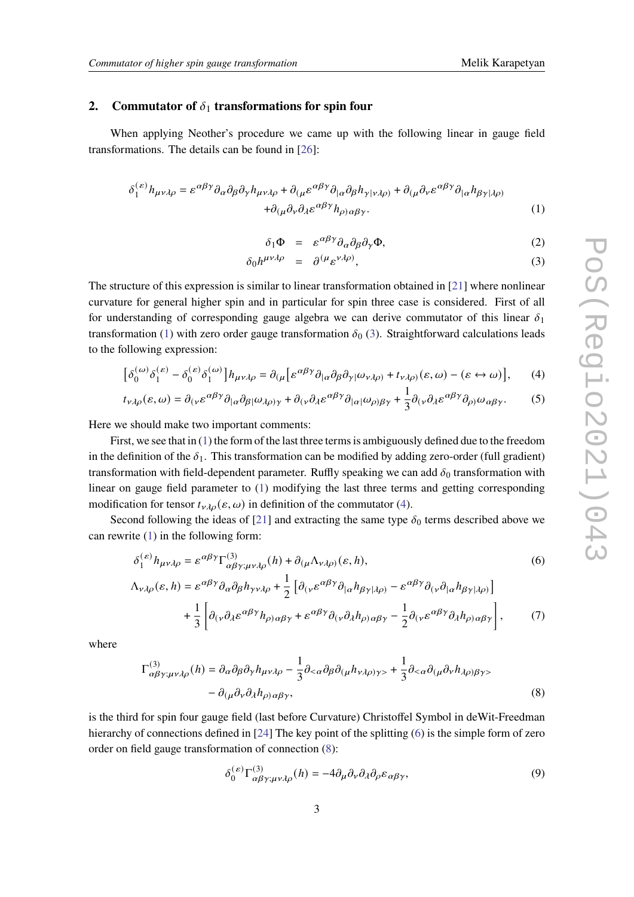## 2. Commutator of $\delta_1$ transformations for spin four

When applying Neother's procedure we came up with the following linear in gauge field transformations. The details can be found in [26]:

$$\delta_1^{(\varepsilon)} h_{\mu\nu\lambda\rho} = \varepsilon^{\alpha\beta\gamma}\partial_\alpha\partial_\beta\partial_\gamma h_{\mu\nu\lambda\rho} + \partial_{(\mu}\varepsilon^{\alpha\beta\gamma}\partial_{|\alpha}\partial_\beta h_{\gamma|\nu\lambda\rho)} + \partial_{(\mu}\partial_\nu\varepsilon^{\alpha\beta\gamma}\partial_{|\alpha}h_{\beta\gamma|\lambda\rho)}$$
$$+\partial_{(\mu}\partial_\nu\partial_\lambda\varepsilon^{\alpha\beta\gamma}h_{\rho)\alpha\beta\gamma}. \tag{1}$$

$$\delta_1\Phi = \varepsilon^{\alpha\beta\gamma}\partial_\alpha\partial_\beta\partial_\gamma\Phi, \tag{2}$$

$$\delta_0 h^{\mu\nu\lambda\rho} = \partial^{(\mu}\varepsilon^{\nu\lambda\rho)}, \tag{3}$$

The structure of this expression is similar to linear transformation obtained in [21] where nonlinear curvature for general higher spin and in particular for spin three case is considered. First of all for understanding of corresponding gauge algebra we can derive commutator of this linear $\delta_1$ transformation (1) with zero order gauge transformation $\delta_0$ (3). Straightforward calculations leads to the following expression:

$$\left[\delta_0^{(\omega)}\delta_1^{(\varepsilon)} - \delta_0^{(\varepsilon)}\delta_1^{(\omega)}\right]h_{\mu\nu\lambda\rho} = \partial_{(\mu}\left[\varepsilon^{\alpha\beta\gamma}\partial_{|\alpha}\partial_\beta\partial_{\gamma|}\omega_{\nu\lambda\rho)} + t_{\nu\lambda\rho)}(\varepsilon,\omega) - (\varepsilon\leftrightarrow\omega)\right], \tag{4}$$

$$t_{\nu\lambda\rho}(\varepsilon,\omega) = \partial_{(\nu}\varepsilon^{\alpha\beta\gamma}\partial_{|\alpha}\partial_{\beta|}\omega_{\lambda\rho)\gamma} + \partial_{(\nu}\partial_\lambda\varepsilon^{\alpha\beta\gamma}\partial_{|\alpha|}\omega_{\rho)\beta\gamma} + \frac{1}{3}\partial_{(\nu}\partial_\lambda\varepsilon^{\alpha\beta\gamma}\partial_{\rho)}\omega_{\alpha\beta\gamma}. \tag{5}$$

Here we should make two important comments:

First, we see that in (1) the form of the last three terms is ambiguously defined due to the freedom in the definition of the $\delta_1$. This transformation can be modified by adding zero-order (full gradient) transformation with field-dependent parameter. Ruffly speaking we can add $\delta_0$ transformation with linear on gauge field parameter to (1) modifying the last three terms and getting corresponding modification for tensor $t_{\nu\lambda\rho}(\varepsilon,\omega)$ in definition of the commutator (4).

Second following the ideas of [21] and extracting the same type $\delta_0$ terms described above we can rewrite (1) in the following form:

$$\delta_1^{(\varepsilon)} h_{\mu\nu\lambda\rho} = \varepsilon^{\alpha\beta\gamma}\Gamma^{(3)}_{\alpha\beta\gamma;\mu\nu\lambda\rho}(h) + \partial_{(\mu}\Lambda_{\nu\lambda\rho)}(\varepsilon,h), \tag{6}$$

$$\Lambda_{\nu\lambda\rho}(\varepsilon,h) = \varepsilon^{\alpha\beta\gamma}\partial_\alpha\partial_\beta h_{\gamma\nu\lambda\rho} + \frac{1}{2}\left[\partial_{(\nu}\varepsilon^{\alpha\beta\gamma}\partial_{|\alpha}h_{\beta\gamma|\lambda\rho)} - \varepsilon^{\alpha\beta\gamma}\partial_{(\nu}\partial_{|\alpha}h_{\beta\gamma|\lambda\rho)}\right]$$
$$+\frac{1}{3}\left[\partial_{(\nu}\partial_\lambda\varepsilon^{\alpha\beta\gamma}h_{\rho)\alpha\beta\gamma} + \varepsilon^{\alpha\beta\gamma}\partial_{(\nu}\partial_\lambda h_{\rho)\alpha\beta\gamma} - \frac{1}{2}\partial_{(\nu}\varepsilon^{\alpha\beta\gamma}\partial_\lambda h_{\rho)\alpha\beta\gamma}\right], \tag{7}$$

where

$$\Gamma^{(3)}_{\alpha\beta\gamma;\mu\nu\lambda\rho}(h) = \partial_\alpha\partial_\beta\partial_\gamma h_{\mu\nu\lambda\rho} - \frac{1}{3}\partial_{<\alpha}\partial_\beta\partial_{(\mu}h_{\nu\lambda\rho)\gamma>} + \frac{1}{3}\partial_{<\alpha}\partial_{(\mu}\partial_\nu h_{\lambda\rho)\beta\gamma>}$$
$$-\partial_{(\mu}\partial_\nu\partial_\lambda h_{\rho)\alpha\beta\gamma}, \tag{8}$$

is the third for spin four gauge field (last before Curvature) Christoffel Symbol in deWit-Freedman hierarchy of connections defined in [24] The key point of the splitting (6) is the simple form of zero order on field gauge transformation of connection (8):

$$\delta_0^{(\varepsilon)}\Gamma^{(3)}_{\alpha\beta\gamma;\mu\nu\lambda\rho}(h) = -4\partial_\mu\partial_\nu\partial_\lambda\partial_\rho\varepsilon_{\alpha\beta\gamma}, \tag{9}$$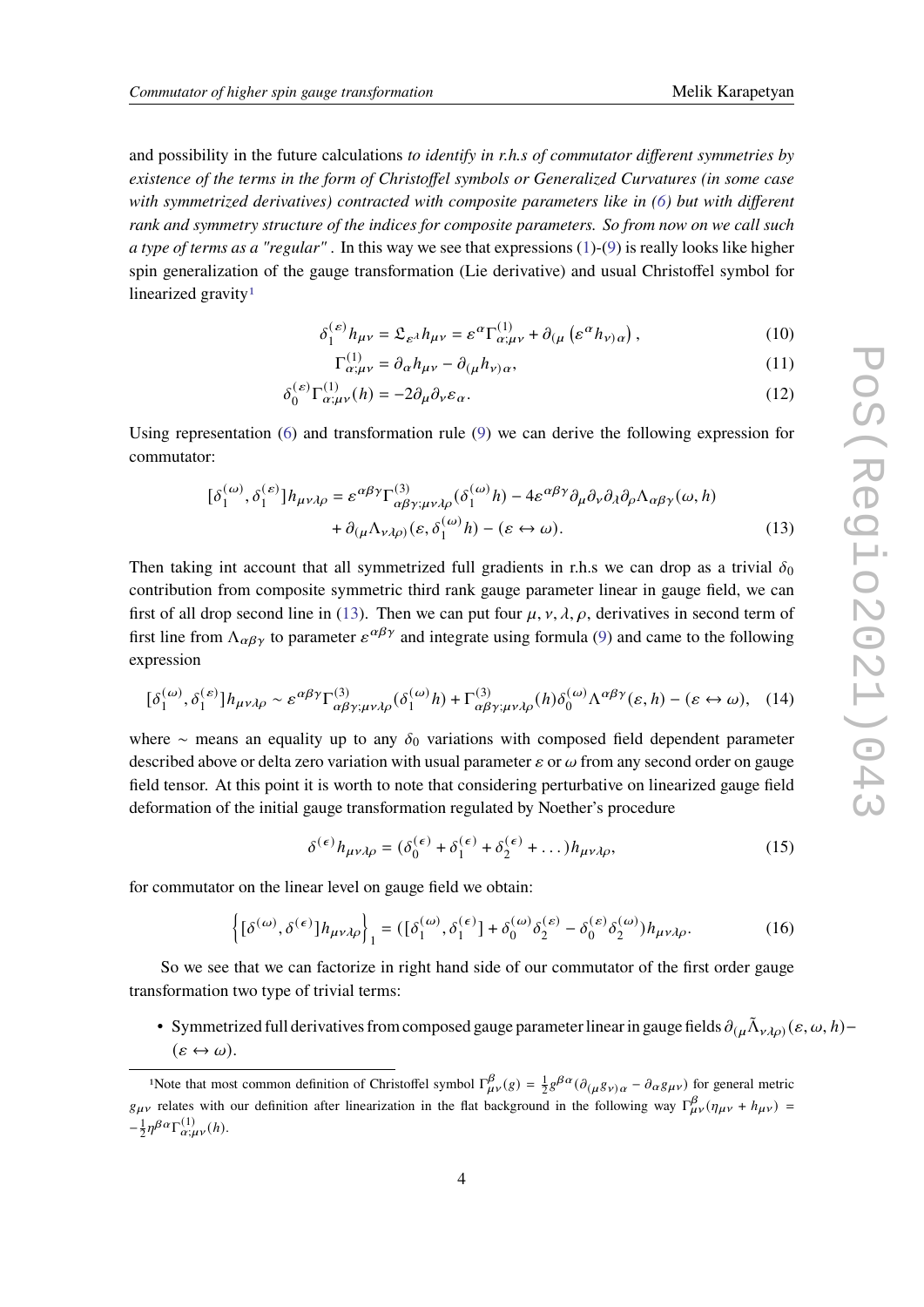and possibility in the future calculations *to identify in r.h.s of commutator different symmetries by existence of the terms in the form of Christoffel symbols or Generalized Curvatures (in some case with symmetrized derivatives) contracted with composite parameters like in (6) but with different rank and symmetry structure of the indices for composite parameters. So from now on we call such a type of terms as a "regular"* . In this way we see that expressions (1)-(9) is really looks like higher spin generalization of the gauge transformation (Lie derivative) and usual Christoffel symbol for linearized gravity[1]

$$\delta_1^{(\varepsilon)} h_{\mu\nu} = \mathfrak{L}_{\varepsilon^\lambda} h_{\mu\nu} = \varepsilon^\alpha \Gamma^{(1)}_{\alpha;\mu\nu} + \partial_{(\mu}\left(\varepsilon^\alpha h_{\nu)\alpha}\right), \tag{10}$$

$$\Gamma^{(1)}_{\alpha;\mu\nu} = \partial_\alpha h_{\mu\nu} - \partial_{(\mu} h_{\nu)\alpha}, \tag{11}$$

$$\delta_0^{(\varepsilon)} \Gamma^{(1)}_{\alpha;\mu\nu}(h) = -2\partial_\mu \partial_\nu \varepsilon_\alpha. \tag{12}$$

Using representation (6) and transformation rule (9) we can derive the following expression for commutator:

$$[\delta_1^{(\omega)}, \delta_1^{(\varepsilon)}] h_{\mu\nu\lambda\rho} = \varepsilon^{\alpha\beta\gamma} \Gamma^{(3)}_{\alpha\beta\gamma;\mu\nu\lambda\rho}(\delta_1^{(\omega)} h) - 4\varepsilon^{\alpha\beta\gamma} \partial_\mu \partial_\nu \partial_\lambda \partial_\rho \Lambda_{\alpha\beta\gamma}(\omega, h)$$
$$+ \partial_{(\mu} \Lambda_{\nu\lambda\rho)}(\varepsilon, \delta_1^{(\omega)} h) - (\varepsilon \leftrightarrow \omega). \tag{13}$$

Then taking int account that all symmetrized full gradients in r.h.s we can drop as a trivial $\delta_0$ contribution from composite symmetric third rank gauge parameter linear in gauge field, we can first of all drop second line in (13). Then we can put four $\mu, \nu, \lambda, \rho$, derivatives in second term of first line from $\Lambda_{\alpha\beta\gamma}$ to parameter $\varepsilon^{\alpha\beta\gamma}$ and integrate using formula (9) and came to the following expression

$$[\delta_1^{(\omega)}, \delta_1^{(\varepsilon)}] h_{\mu\nu\lambda\rho} \sim \varepsilon^{\alpha\beta\gamma} \Gamma^{(3)}_{\alpha\beta\gamma;\mu\nu\lambda\rho}(\delta_1^{(\omega)} h) + \Gamma^{(3)}_{\alpha\beta\gamma;\mu\nu\lambda\rho}(h) \delta_0^{(\omega)} \Lambda^{\alpha\beta\gamma}(\varepsilon, h) - (\varepsilon \leftrightarrow \omega), \tag{14}$$

where $\sim$ means an equality up to any $\delta_0$ variations with composed field dependent parameter described above or delta zero variation with usual parameter $\varepsilon$ or $\omega$ from any second order on gauge field tensor. At this point it is worth to note that considering perturbative on linearized gauge field deformation of the initial gauge transformation regulated by Noether's procedure

$$\delta^{(\epsilon)} h_{\mu\nu\lambda\rho} = (\delta_0^{(\epsilon)} + \delta_1^{(\epsilon)} + \delta_2^{(\epsilon)} + \ldots) h_{\mu\nu\lambda\rho}, \tag{15}$$

for commutator on the linear level on gauge field we obtain:

$$\left\{[\delta^{(\omega)}, \delta^{(\epsilon)}] h_{\mu\nu\lambda\rho}\right\}_1 = ([\delta_1^{(\omega)}, \delta_1^{(\epsilon)}] + \delta_0^{(\omega)} \delta_2^{(\varepsilon)} - \delta_0^{(\varepsilon)} \delta_2^{(\omega)}) h_{\mu\nu\lambda\rho}. \tag{16}$$

So we see that we can factorize in right hand side of our commutator of the first order gauge transformation two type of trivial terms:

- Symmetrized full derivatives from composed gauge parameter linear in gauge fields $\partial_{(\mu} \tilde{\Lambda}_{\nu\lambda\rho)}(\varepsilon, \omega, h) - (\varepsilon \leftrightarrow \omega)$.

[1] Note that most common definition of Christoffel symbol $\Gamma^\beta_{\mu\nu}(g) = \frac{1}{2} g^{\beta\alpha}(\partial_{(\mu} g_{\nu)\alpha} - \partial_\alpha g_{\mu\nu})$ for general metric $g_{\mu\nu}$ relates with our definition after linearization in the flat background in the following way $\Gamma^\beta_{\mu\nu}(\eta_{\mu\nu} + h_{\mu\nu}) = -\frac{1}{2}\eta^{\beta\alpha}\Gamma^{(1)}_{\alpha;\mu\nu}(h)$.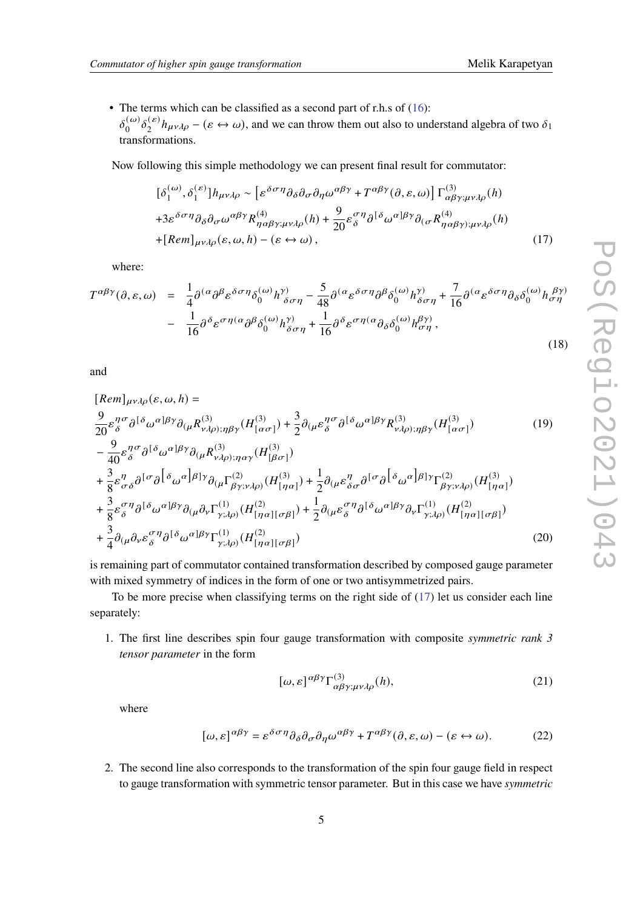- The terms which can be classified as a second part of r.h.s of (16):
  $\delta_0^{(\omega)}\delta_2^{(\varepsilon)}h_{\mu\nu\lambda\rho} - (\varepsilon \leftrightarrow \omega)$, and we can throw them out also to understand algebra of two $\delta_1$ transformations.

Now following this simple methodology we can present final result for commutator:

$$
\begin{aligned}
&[\delta_1^{(\omega)}, \delta_1^{(\varepsilon)}]h_{\mu\nu\lambda\rho} \sim \left[\varepsilon^{\delta\sigma\eta}\partial_\delta\partial_\sigma\partial_\eta\omega^{\alpha\beta\gamma} + T^{\alpha\beta\gamma}(\partial,\varepsilon,\omega)\right]\Gamma^{(3)}_{\alpha\beta\gamma;\mu\nu\lambda\rho}(h) \\
&+3\varepsilon^{\delta\sigma\eta}\partial_\delta\partial_\sigma\omega^{\alpha\beta\gamma}R^{(4)}_{\eta\alpha\beta\gamma;\mu\nu\lambda\rho}(h) + \frac{9}{20}\varepsilon^{\sigma\eta}_{\delta}\partial^{[\delta}\omega^{\alpha]\beta\gamma}\partial_{(\sigma}R^{(4)}_{\eta\alpha\beta\gamma);\mu\nu\lambda\rho}(h) \\
&+[Rem]_{\mu\nu\lambda\rho}(\varepsilon,\omega,h) - (\varepsilon \leftrightarrow \omega),
\end{aligned}
\tag{17}
$$

where:

$$
\begin{aligned}
T^{\alpha\beta\gamma}(\partial,\varepsilon,\omega) \;=\;& \frac{1}{4}\partial^{(\alpha}\partial^{\beta}\varepsilon^{\delta\sigma\eta}\delta_0^{(\omega)}h^{\gamma)}_{\delta\sigma\eta} - \frac{5}{48}\partial^{(\alpha}\varepsilon^{\delta\sigma\eta}\partial^{\beta}\delta_0^{(\omega)}h^{\gamma)}_{\delta\sigma\eta} + \frac{7}{16}\partial^{(\alpha}\varepsilon^{\delta\sigma\eta}\partial_\delta\delta_0^{(\omega)}h^{\beta\gamma)}_{\sigma\eta} \\
-\;& \frac{1}{16}\partial^{\delta}\varepsilon^{\sigma\eta(\alpha}\partial^{\beta}\delta_0^{(\omega)}h^{\gamma)}_{\delta\sigma\eta} + \frac{1}{16}\partial^{\delta}\varepsilon^{\sigma\eta(\alpha}\partial_\delta\delta_0^{(\omega)}h^{\beta\gamma)}_{\sigma\eta},
\end{aligned}
\tag{18}
$$

and

$$
\begin{aligned}
&[Rem]_{\mu\nu\lambda\rho}(\varepsilon,\omega,h) = \\
&\frac{9}{20}\varepsilon^{\eta\sigma}_{\delta}\partial^{[\delta}\omega^{\alpha]\beta\gamma}\partial_{(\mu}R^{(3)}_{\nu\lambda\rho);\eta\beta\gamma}(H^{(3)}_{[\alpha\sigma]}) + \frac{3}{2}\partial_{(\mu}\varepsilon^{\eta\sigma}_{\delta}\partial^{[\delta}\omega^{\alpha]\beta\gamma}R^{(3)}_{\nu\lambda\rho);\eta\beta\gamma}(H^{(3)}_{[\alpha\sigma]}) \qquad (19) \\
&-\frac{9}{40}\varepsilon^{\eta\sigma}_{\delta}\partial^{[\delta}\omega^{\alpha]\beta\gamma}\partial_{(\mu}R^{(3)}_{\nu\lambda\rho);\eta\alpha\gamma}(H^{(3)}_{[\beta\sigma]}) \\
&+\frac{3}{8}\varepsilon^{\eta}_{\sigma\delta}\partial^{[\sigma}\partial^{[\delta}\omega^{\alpha]\beta]\gamma}\partial_{(\mu}\Gamma^{(2)}_{\beta\gamma;\nu\lambda\rho)}(H^{(3)}_{[\eta\alpha]}) + \frac{1}{2}\partial_{(\mu}\varepsilon^{\eta}_{\delta\sigma}\partial^{[\sigma}\partial^{[\delta}\omega^{\alpha]\beta]\gamma}\Gamma^{(2)}_{\beta\gamma;\nu\lambda\rho)}(H^{(3)}_{[\eta\alpha]}) \\
&+\frac{3}{8}\varepsilon^{\sigma\eta}_{\delta}\partial^{[\delta}\omega^{\alpha]\beta\gamma}\partial_{(\mu}\partial_{\nu}\Gamma^{(1)}_{\gamma;\lambda\rho)}(H^{(2)}_{[\eta\alpha][\sigma\beta]}) + \frac{1}{2}\partial_{(\mu}\varepsilon^{\sigma\eta}_{\delta}\partial^{[\delta}\omega^{\alpha]\beta\gamma}\partial_{\nu}\Gamma^{(1)}_{\gamma;\lambda\rho)}(H^{(2)}_{[\eta\alpha][\sigma\beta]}) \\
&+\frac{3}{4}\partial_{(\mu}\partial_{\nu}\varepsilon^{\sigma\eta}_{\delta}\partial^{[\delta}\omega^{\alpha]\beta\gamma}\Gamma^{(1)}_{\gamma;\lambda\rho)}(H^{(2)}_{[\eta\alpha][\sigma\beta]})
\end{aligned}
\tag{20}
$$

is remaining part of commutator contained transformation described by composed gauge parameter with mixed symmetry of indices in the form of one or two antisymmetrized pairs.

To be more precise when classifying terms on the right side of (17) let us consider each line separately:

1. The first line describes spin four gauge transformation with composite *symmetric rank 3 tensor parameter* in the form

$$
[\omega,\varepsilon]^{\alpha\beta\gamma}\Gamma^{(3)}_{\alpha\beta\gamma;\mu\nu\lambda\rho}(h),
\tag{21}
$$

   where

$$
[\omega,\varepsilon]^{\alpha\beta\gamma} = \varepsilon^{\delta\sigma\eta}\partial_\delta\partial_\sigma\partial_\eta\omega^{\alpha\beta\gamma} + T^{\alpha\beta\gamma}(\partial,\varepsilon,\omega) - (\varepsilon \leftrightarrow \omega).
\tag{22}
$$

2. The second line also corresponds to the transformation of the spin four gauge field in respect to gauge transformation with symmetric tensor parameter. But in this case we have *symmetric*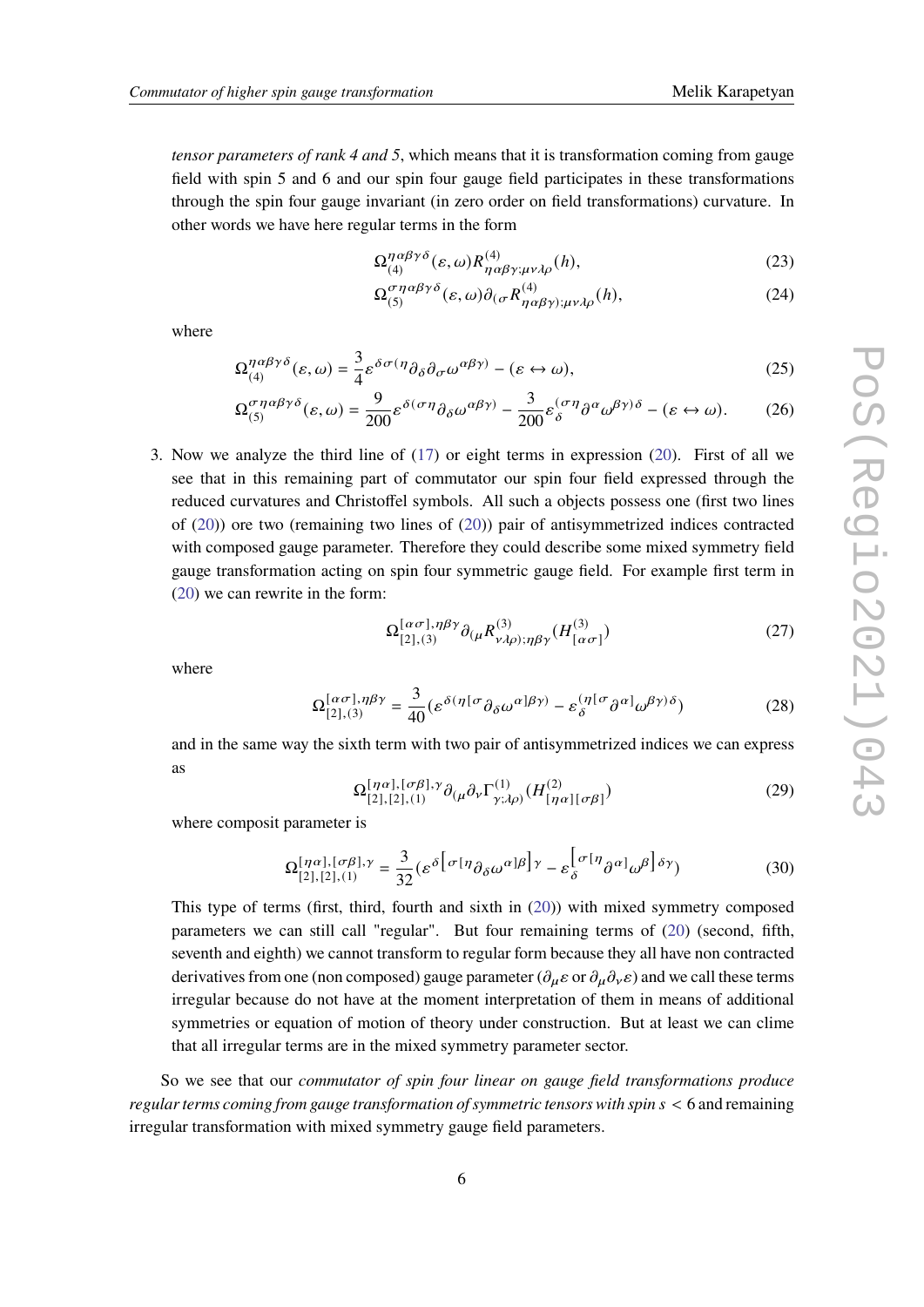*tensor parameters of rank 4 and 5*, which means that it is transformation coming from gauge field with spin 5 and 6 and our spin four gauge field participates in these transformations through the spin four gauge invariant (in zero order on field transformations) curvature. In other words we have here regular terms in the form

$$\Omega^{\eta\alpha\beta\gamma\delta}_{(4)}(\varepsilon,\omega)R^{(4)}_{\eta\alpha\beta\gamma;\mu\nu\lambda\rho}(h), \tag{23}$$

$$\Omega^{\sigma\eta\alpha\beta\gamma\delta}_{(5)}(\varepsilon,\omega)\partial_{(\sigma}R^{(4)}_{\eta\alpha\beta\gamma);\mu\nu\lambda\rho}(h), \tag{24}$$

where

$$\Omega^{\eta\alpha\beta\gamma\delta}_{(4)}(\varepsilon,\omega)=\frac{3}{4}\varepsilon^{\delta\sigma(\eta}\partial_{\delta}\partial_{\sigma}\omega^{\alpha\beta\gamma)}-(\varepsilon\leftrightarrow\omega), \tag{25}$$

$$\Omega^{\sigma\eta\alpha\beta\gamma\delta}_{(5)}(\varepsilon,\omega)=\frac{9}{200}\varepsilon^{\delta(\sigma\eta}\partial_{\delta}\omega^{\alpha\beta\gamma)}-\frac{3}{200}\varepsilon^{(\sigma\eta}_{\delta}\partial^{\alpha}\omega^{\beta\gamma)\delta}-(\varepsilon\leftrightarrow\omega). \tag{26}$$

3. Now we analyze the third line of (17) or eight terms in expression (20). First of all we see that in this remaining part of commutator our spin four field expressed through the reduced curvatures and Christoffel symbols. All such a objects possess one (first two lines of (20)) ore two (remaining two lines of (20)) pair of antisymmetrized indices contracted with composed gauge parameter. Therefore they could describe some mixed symmetry field gauge transformation acting on spin four symmetric gauge field. For example first term in (20) we can rewrite in the form:

$$\Omega^{[\alpha\sigma],\eta\beta\gamma}_{[2],(3)}\partial_{(\mu}R^{(3)}_{\nu\lambda\rho);\eta\beta\gamma}(H^{(3)}_{[\alpha\sigma]}) \tag{27}$$

where

$$\Omega^{[\alpha\sigma],\eta\beta\gamma}_{[2],(3)}=\frac{3}{40}(\varepsilon^{\delta(\eta[\sigma}\partial_{\delta}\omega^{\alpha]\beta\gamma)}-\varepsilon^{(\eta[\sigma}_{\delta}\partial^{\alpha]}\omega^{\beta\gamma)\delta}) \tag{28}$$

and in the same way the sixth term with two pair of antisymmetrized indices we can express as

$$\Omega^{[\eta\alpha],[\sigma\beta],\gamma}_{[2],[2],(1)}\partial_{(\mu}\partial_{\nu}\Gamma^{(1)}_{\gamma;\lambda\rho)}(H^{(2)}_{[\eta\alpha][\sigma\beta]}) \tag{29}$$

where composit parameter is

$$\Omega^{[\eta\alpha],[\sigma\beta],\gamma}_{[2],[2],(1)}=\frac{3}{32}(\varepsilon^{\delta\left[\sigma[\eta}\partial_{\delta}\omega^{\alpha]\beta\right]\gamma}-\varepsilon^{\left[\sigma[\eta}_{\delta}\partial^{\alpha]}\omega^{\beta\right]\delta\gamma}) \tag{30}$$

This type of terms (first, third, fourth and sixth in (20)) with mixed symmetry composed parameters we can still call "regular". But four remaining terms of (20) (second, fifth, seventh and eighth) we cannot transform to regular form because they all have non contracted derivatives from one (non composed) gauge parameter ($\partial_{\mu}\varepsilon$ or $\partial_{\mu}\partial_{\nu}\varepsilon$) and we call these terms irregular because do not have at the moment interpretation of them in means of additional symmetries or equation of motion of theory under construction. But at least we can clime that all irregular terms are in the mixed symmetry parameter sector.

So we see that our *commutator of spin four linear on gauge field transformations produce regular terms coming from gauge transformation of symmetric tensors with spin $s<6$* and remaining irregular transformation with mixed symmetry gauge field parameters.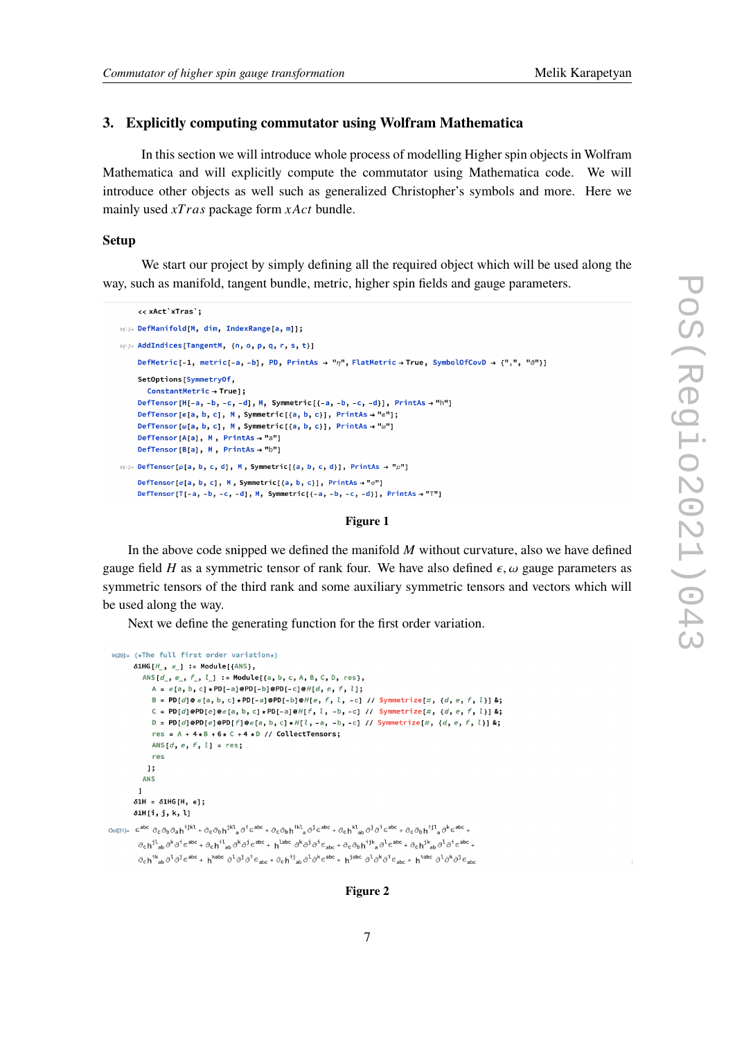## 3. Explicitly computing commutator using Wolfram Mathematica

In this section we will introduce whole process of modelling Higher spin objects in Wolfram Mathematica and will explicitly compute the commutator using Mathematica code. We will introduce other objects as well such as generalized Christopher's symbols and more. Here we mainly used *xTras* package form *xAct* bundle.

### Setup

We start our project by simply defining all the required object which will be used along the way, such as manifold, tangent bundle, metric, higher spin fields and gauge parameters.

```
<< xAct`xTras`;

DefManifold[M, dim, IndexRange[a, m]];

AddIndices[TangentM, {n, o, p, q, r, s, t}]

DefMetric[-1, metric[-a, -b], PD, PrintAs → "η", FlatMetric → True, SymbolOfCovD → {",", "∂"}]

SetOptions[SymmetryOf,
  ConstantMetric → True];
DefTensor[H[-a, -b, -c, -d], M, Symmetric[{-a, -b, -c, -d}], PrintAs → "h"]
DefTensor[ϵ[a, b, c], M, Symmetric[{a, b, c}], PrintAs → "ϵ"];
DefTensor[ω[a, b, c], M, Symmetric[{a, b, c}], PrintAs → "ω"]
DefTensor[A[a], M, PrintAs → "a"]
DefTensor[B[a], M, PrintAs → "b"]

DefTensor[ρ[a, b, c, d], M, Symmetric[{a, b, c, d}], PrintAs → "ρ"]

DefTensor[σ[a, b, c], M, Symmetric[{a, b, c}], PrintAs → "σ"]
DefTensor[T[-a, -b, -c, -d], M, Symmetric[{-a, -b, -c, -d}], PrintAs → "T"]
```

**Figure 1**

In the above code snipped we defined the manifold $M$ without curvature, also we have defined gauge field $H$ as a symmetric tensor of rank four. We have also defined $\epsilon, \omega$ gauge parameters as symmetric tensors of the third rank and some auxiliary symmetric tensors and vectors which will be used along the way.

Next we define the generating function for the first order variation.

```
In[29]:= (*The full first order variation*)
δ1HG[H_, ϵ_] := Module[{ANS},
   ANS[d_, e_, f_, l_] := Module[{a, b, c, A, B, C, D, res},
     A = ϵ[a, b, c] ** PD[-a]@PD[-b]@PD[-c]@H[d, e, f, l];
     B = PD[d]@ϵ[a, b, c] ** PD[-a]@PD[-b]@H[e, f, l, -c] // Symmetrize[#, {d, e, f, l}] &;
     C = PD[d]@PD[e]@ϵ[a, b, c] ** PD[-a]@H[f, l, -b, -c] // Symmetrize[#, {d, e, f, l}] &;
     D = PD[d]@PD[e]@PD[f]@ϵ[a, b, c] ** H[l, -a, -b, -c] // Symmetrize[#, {d, e, f, l}] &;
     res = A + 4 * B + 6 * C + 4 * D // CollectTensors;
     ANS[d, e, f, l] = res;
     res
    ];
   ANS
  ]
δ1H = δ1HG[H, ϵ];
δ1H[i, j, k, l]
```

$$
\epsilon^{abc}\,\partial_c\partial_b\partial_a h^{ijkl} + \partial_c\partial_b h^{jkl}{}_a\,\partial^i\epsilon^{abc} + \partial_c\partial_b h^{ikl}{}_a\,\partial^j\epsilon^{abc} + \partial_c h^{kl}{}_{ab}\,\partial^j\partial^i\epsilon^{abc} + \partial_c\partial_b h^{ijl}{}_a\,\partial^k\epsilon^{abc} +
$$
$$
\partial_c h^{jl}{}_{ab}\,\partial^k\partial^i\epsilon^{abc} + \partial_c h^{il}{}_{ab}\,\partial^k\partial^j\epsilon^{abc} + h^{labc}\,\partial^k\partial^j\partial^i\epsilon_{abc} + \partial_c\partial_b h^{ijk}{}_a\,\partial^l\epsilon^{abc} + \partial_c h^{jk}{}_{ab}\,\partial^l\partial^i\epsilon^{abc} +
$$
$$
\partial_c h^{ik}{}_{ab}\,\partial^l\partial^j\epsilon^{abc} + h^{kabc}\,\partial^l\partial^j\partial^i\epsilon_{abc} + \partial_c h^{ij}{}_{ab}\,\partial^l\partial^k\epsilon^{abc} + h^{jabc}\,\partial^l\partial^k\partial^i\epsilon_{abc} + h^{iabc}\,\partial^l\partial^k\partial^j\epsilon_{abc}
$$

**Figure 2**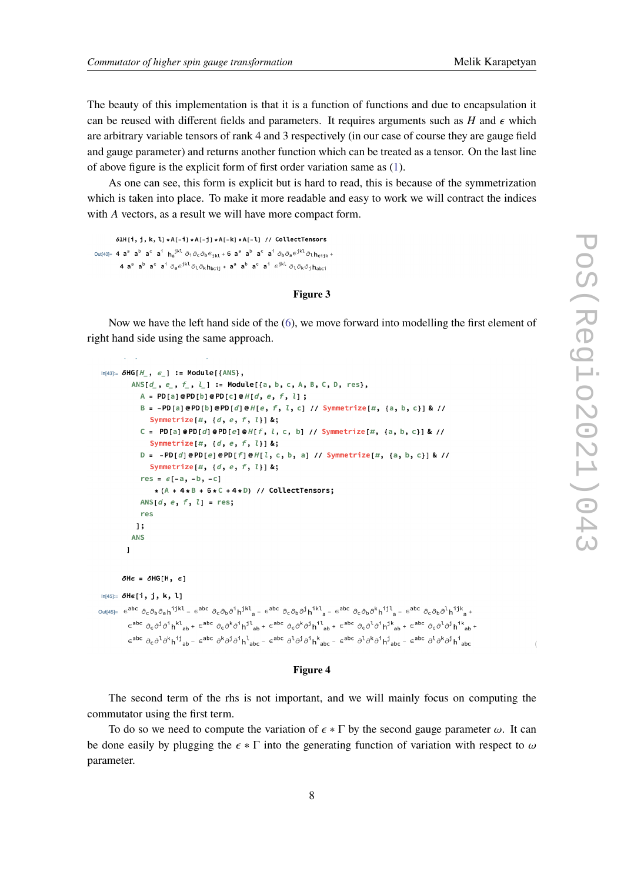The beauty of this implementation is that it is a function of functions and due to encapsulation it can be reused with different fields and parameters. It requires arguments such as $H$ and $\epsilon$ which are arbitrary variable tensors of rank 4 and 3 respectively (in our case of course they are gauge field and gauge parameter) and returns another function which can be treated as a tensor. On the last line of above figure is the explicit form of first order variation same as (1).

As one can see, this form is explicit but is hard to read, this is because of the symmetrization which is taken into place. To make it more readable and easy to work we will contract the indices with $A$ vectors, as a result we will have more compact form.

```
δ1H[i, j, k, l] ∗A[-i] ∗A[-j] ∗A[-k] ∗A[-l] // CollectTensors
```

Out[40]= $4\, a^a\, a^b\, a^c\, a^i\, h_a{}^{jkl}\, \partial_i \partial_c \partial_b \epsilon_{jkl} + 6\, a^a\, a^b\, a^c\, a^i\, \partial_b \partial_a \epsilon^{jkl}\, \partial_l h_{cijk} + 4\, a^a\, a^b\, a^c\, a^i\, \partial_a \epsilon^{jkl}\, \partial_l \partial_k h_{bcij} + a^a\, a^b\, a^c\, a^i\, \epsilon^{jkl}\, \partial_l \partial_k \partial_j h_{abci}$

**Figure 3**

Now we have the left hand side of the (6), we move forward into modelling the first element of right hand side using the same approach.

```
In[43]:= δHG[H_, ϵ_] := Module[{ANS},
   ANS[d_, e_, f_, l_] := Module[{a, b, c, A, B, C, D, res},
     A = PD[a]@PD[b]@PD[c]@H[d, e, f, l] ;
     B = -PD[a]@PD[b]@PD[d]@H[e, f, l, c] // Symmetrize[#, {a, b, c}] & //
        Symmetrize[#, {d, e, f, l}] &;
     C = PD[a]@PD[d]@PD[e]@H[f, l, c, b] // Symmetrize[#, {a, b, c}] & //
        Symmetrize[#, {d, e, f, l}] &;
     D = -PD[d]@PD[e]@PD[f]@H[l, c, b, a] // Symmetrize[#, {a, b, c}] & //
        Symmetrize[#, {d, e, f, l}] &;
     res = ϵ[-a, -b, -c]
        ∗(A + 4∗B + 6∗C + 4∗D) // CollectTensors;
     ANS[d, e, f, l] = res;
     res
    ];
   ANS
  ]

δHϵ = δHG[H, ϵ]

In[45]:= δHϵ[i, j, k, l]
```

Out[45]= $\epsilon^{abc}\, \partial_c \partial_b \partial_a h^{ijkl} - \epsilon^{abc}\, \partial_c \partial_b \partial^i h^{jkl}{}_a - \epsilon^{abc}\, \partial_c \partial_b \partial^j h^{ikl}{}_a - \epsilon^{abc}\, \partial_c \partial_b \partial^k h^{ijl}{}_a - \epsilon^{abc}\, \partial_c \partial_b \partial^l h^{ijk}{}_a + \epsilon^{abc}\, \partial_c \partial^j \partial^i h^{kl}{}_{ab} + \epsilon^{abc}\, \partial_c \partial^k \partial^i h^{jl}{}_{ab} + \epsilon^{abc}\, \partial_c \partial^k \partial^j h^{il}{}_{ab} + \epsilon^{abc}\, \partial_c \partial^l \partial^i h^{jk}{}_{ab} + \epsilon^{abc}\, \partial_c \partial^l \partial^j h^{ik}{}_{ab} + \epsilon^{abc}\, \partial_c \partial^l \partial^k h^{ij}{}_{ab} - \epsilon^{abc}\, \partial^k \partial^j \partial^i h^l{}_{abc} - \epsilon^{abc}\, \partial^l \partial^j \partial^i h^k{}_{abc} - \epsilon^{abc}\, \partial^l \partial^k \partial^i h^j{}_{abc} - \epsilon^{abc}\, \partial^l \partial^k \partial^j h^i{}_{abc}$

**Figure 4**

The second term of the rhs is not important, and we will mainly focus on computing the commutator using the first term.

To do so we need to compute the variation of $\epsilon * \Gamma$ by the second gauge parameter $\omega$. It can be done easily by plugging the $\epsilon * \Gamma$ into the generating function of variation with respect to $\omega$ parameter.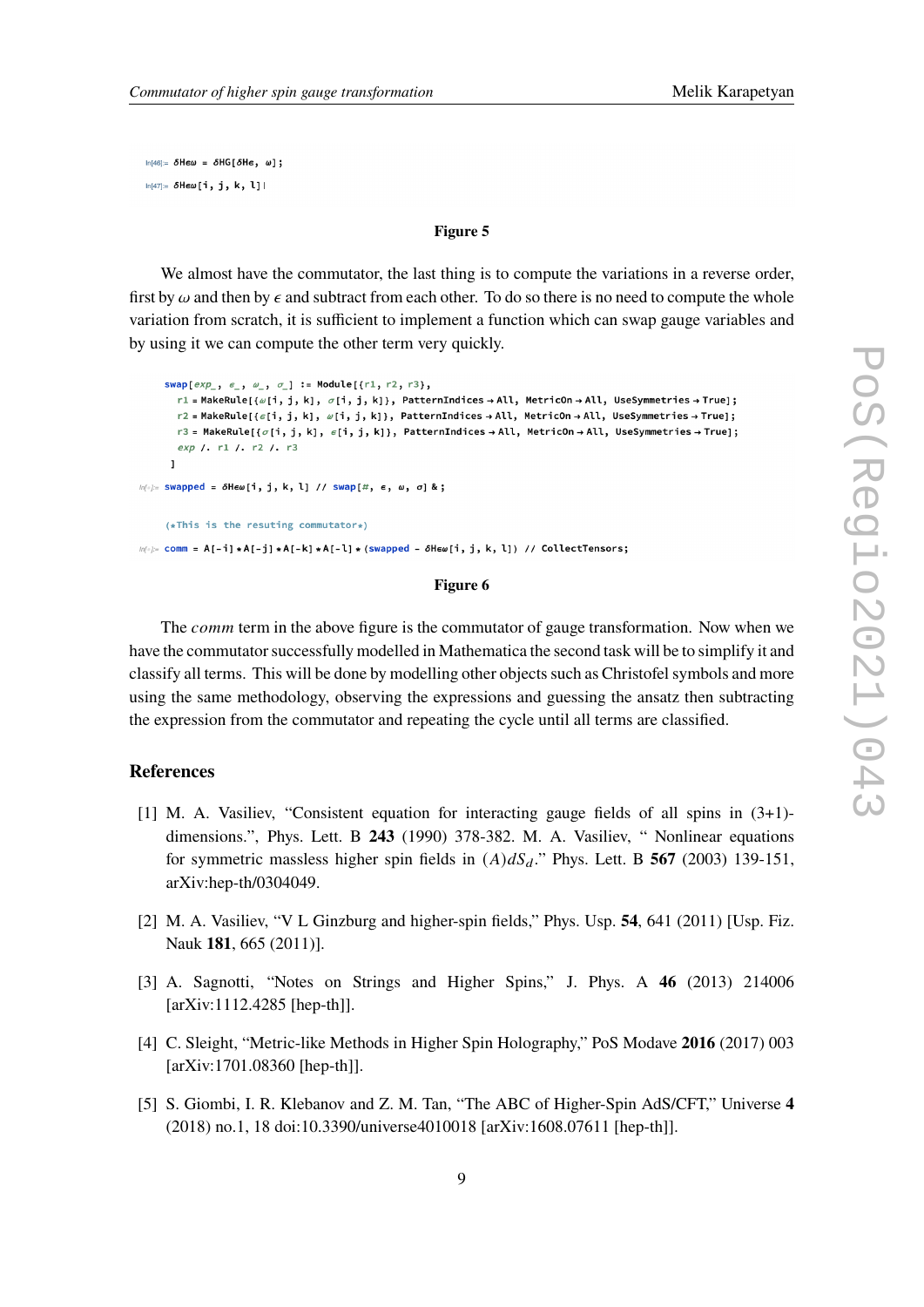```
In[46]:= δHεω = δHG[δHε, ω];

In[47]:= δHεω[i, j, k, l]
```

**Figure 5**

We almost have the commutator, the last thing is to compute the variations in a reverse order, first by $\omega$ and then by $\epsilon$ and subtract from each other. To do so there is no need to compute the whole variation from scratch, it is sufficient to implement a function which can swap gauge variables and by using it we can compute the other term very quickly.

```
swap[exp_, ϵ_, ω_, σ_] := Module[{r1, r2, r3},
  r1 = MakeRule[{ω[i, j, k], σ[i, j, k]}, PatternIndices → All, MetricOn → All, UseSymmetries → True];
  r2 = MakeRule[{ϵ[i, j, k], ω[i, j, k]}, PatternIndices → All, MetricOn → All, UseSymmetries → True];
  r3 = MakeRule[{σ[i, j, k], ϵ[i, j, k]}, PatternIndices → All, MetricOn → All, UseSymmetries → True];
  exp /. r1 /. r2 /. r3
 ]

In[-]:= swapped = δHεω[i, j, k, l] // swap[#, ϵ, ω, σ] &;

(*This is the resuting commutator*)

In[-]:= comm = A[-i] ∗ A[-j] ∗ A[-k] ∗ A[-l] ∗ (swapped - δHεω[i, j, k, l]) // CollectTensors;
```

**Figure 6**

The *comm* term in the above figure is the commutator of gauge transformation. Now when we have the commutator successfully modelled in Mathematica the second task will be to simplify it and classify all terms. This will be done by modelling other objects such as Christofel symbols and more using the same methodology, observing the expressions and guessing the ansatz then subtracting the expression from the commutator and repeating the cycle until all terms are classified.

## References

[1] M. A. Vasiliev, "Consistent equation for interacting gauge fields of all spins in (3+1)-dimensions.", Phys. Lett. B **243** (1990) 378-382. M. A. Vasiliev, " Nonlinear equations for symmetric massless higher spin fields in $(A)dS_d$." Phys. Lett. B **567** (2003) 139-151, arXiv:hep-th/0304049.

[2] M. A. Vasiliev, "V L Ginzburg and higher-spin fields," Phys. Usp. **54**, 641 (2011) [Usp. Fiz. Nauk **181**, 665 (2011)].

[3] A. Sagnotti, "Notes on Strings and Higher Spins," J. Phys. A **46** (2013) 214006 [arXiv:1112.4285 [hep-th]].

[4] C. Sleight, "Metric-like Methods in Higher Spin Holography," PoS Modave **2016** (2017) 003 [arXiv:1701.08360 [hep-th]].

[5] S. Giombi, I. R. Klebanov and Z. M. Tan, "The ABC of Higher-Spin AdS/CFT," Universe **4** (2018) no.1, 18 doi:10.3390/universe4010018 [arXiv:1608.07611 [hep-th]].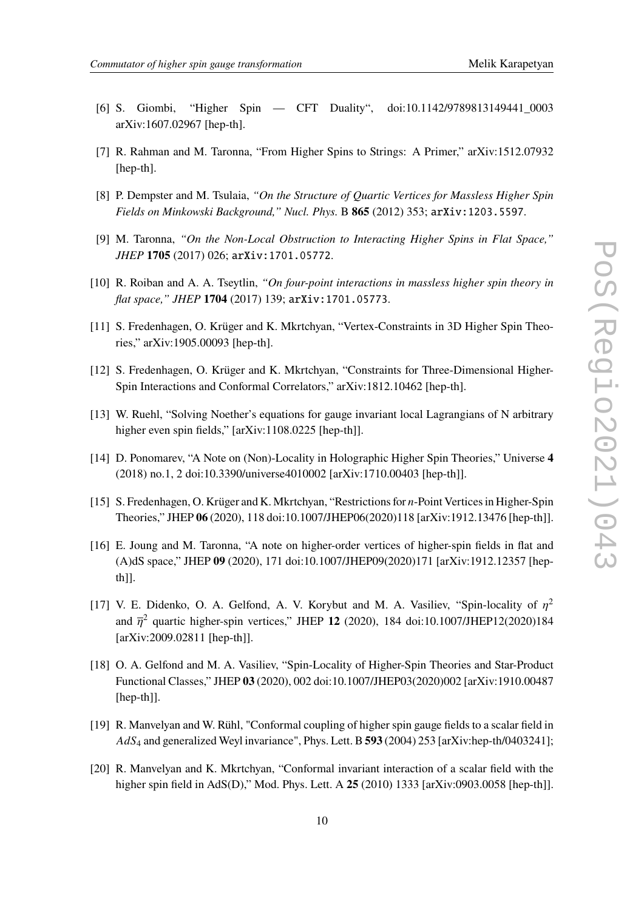[6] S. Giombi, "Higher Spin — CFT Duality", doi:10.1142/9789813149441_0003 arXiv:1607.02967 [hep-th].

[7] R. Rahman and M. Taronna, "From Higher Spins to Strings: A Primer," arXiv:1512.07932 [hep-th].

[8] P. Dempster and M. Tsulaia, *"On the Structure of Quartic Vertices for Massless Higher Spin Fields on Minkowski Background," Nucl. Phys.* B **865** (2012) 353; `arXiv:1203.5597`.

[9] M. Taronna, *"On the Non-Local Obstruction to Interacting Higher Spins in Flat Space," JHEP* **1705** (2017) 026; `arXiv:1701.05772`.

[10] R. Roiban and A. A. Tseytlin, *"On four-point interactions in massless higher spin theory in flat space," JHEP* **1704** (2017) 139; `arXiv:1701.05773`.

[11] S. Fredenhagen, O. Krüger and K. Mkrtchyan, "Vertex-Constraints in 3D Higher Spin Theories," arXiv:1905.00093 [hep-th].

[12] S. Fredenhagen, O. Krüger and K. Mkrtchyan, "Constraints for Three-Dimensional Higher-Spin Interactions and Conformal Correlators," arXiv:1812.10462 [hep-th].

[13] W. Ruehl, "Solving Noether's equations for gauge invariant local Lagrangians of N arbitrary higher even spin fields," [arXiv:1108.0225 [hep-th]].

[14] D. Ponomarev, "A Note on (Non)-Locality in Holographic Higher Spin Theories," Universe **4** (2018) no.1, 2 doi:10.3390/universe4010002 [arXiv:1710.00403 [hep-th]].

[15] S. Fredenhagen, O. Krüger and K. Mkrtchyan, "Restrictions for $n$-Point Vertices in Higher-Spin Theories," JHEP **06** (2020), 118 doi:10.1007/JHEP06(2020)118 [arXiv:1912.13476 [hep-th]].

[16] E. Joung and M. Taronna, "A note on higher-order vertices of higher-spin fields in flat and (A)dS space," JHEP **09** (2020), 171 doi:10.1007/JHEP09(2020)171 [arXiv:1912.12357 [hep-th]].

[17] V. E. Didenko, O. A. Gelfond, A. V. Korybut and M. A. Vasiliev, "Spin-locality of $\eta^2$ and $\overline{\eta}^2$ quartic higher-spin vertices," JHEP **12** (2020), 184 doi:10.1007/JHEP12(2020)184 [arXiv:2009.02811 [hep-th]].

[18] O. A. Gelfond and M. A. Vasiliev, "Spin-Locality of Higher-Spin Theories and Star-Product Functional Classes," JHEP **03** (2020), 002 doi:10.1007/JHEP03(2020)002 [arXiv:1910.00487 [hep-th]].

[19] R. Manvelyan and W. Rühl, "Conformal coupling of higher spin gauge fields to a scalar field in $AdS_4$ and generalized Weyl invariance", Phys. Lett. B **593** (2004) 253 [arXiv:hep-th/0403241];

[20] R. Manvelyan and K. Mkrtchyan, "Conformal invariant interaction of a scalar field with the higher spin field in AdS(D)," Mod. Phys. Lett. A **25** (2010) 1333 [arXiv:0903.0058 [hep-th]].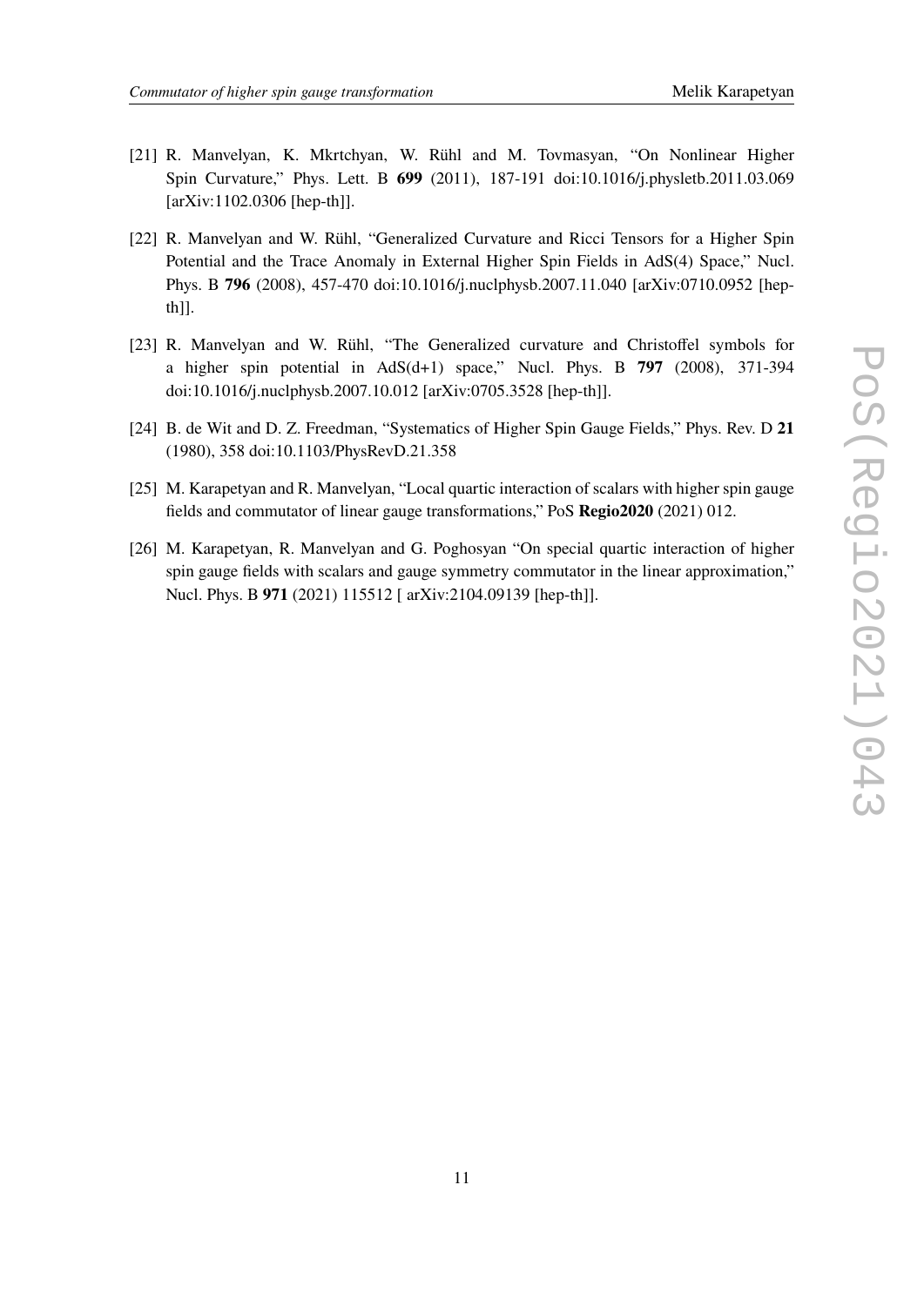[21] R. Manvelyan, K. Mkrtchyan, W. Rühl and M. Tovmasyan, "On Nonlinear Higher Spin Curvature," Phys. Lett. B **699** (2011), 187-191 doi:10.1016/j.physletb.2011.03.069 [arXiv:1102.0306 [hep-th]].

[22] R. Manvelyan and W. Rühl, "Generalized Curvature and Ricci Tensors for a Higher Spin Potential and the Trace Anomaly in External Higher Spin Fields in AdS(4) Space," Nucl. Phys. B **796** (2008), 457-470 doi:10.1016/j.nuclphysb.2007.11.040 [arXiv:0710.0952 [hep-th]].

[23] R. Manvelyan and W. Rühl, "The Generalized curvature and Christoffel symbols for a higher spin potential in AdS(d+1) space," Nucl. Phys. B **797** (2008), 371-394 doi:10.1016/j.nuclphysb.2007.10.012 [arXiv:0705.3528 [hep-th]].

[24] B. de Wit and D. Z. Freedman, "Systematics of Higher Spin Gauge Fields," Phys. Rev. D **21** (1980), 358 doi:10.1103/PhysRevD.21.358

[25] M. Karapetyan and R. Manvelyan, "Local quartic interaction of scalars with higher spin gauge fields and commutator of linear gauge transformations," PoS **Regio2020** (2021) 012.

[26] M. Karapetyan, R. Manvelyan and G. Poghosyan "On special quartic interaction of higher spin gauge fields with scalars and gauge symmetry commutator in the linear approximation," Nucl. Phys. B **971** (2021) 115512 [ arXiv:2104.09139 [hep-th]].